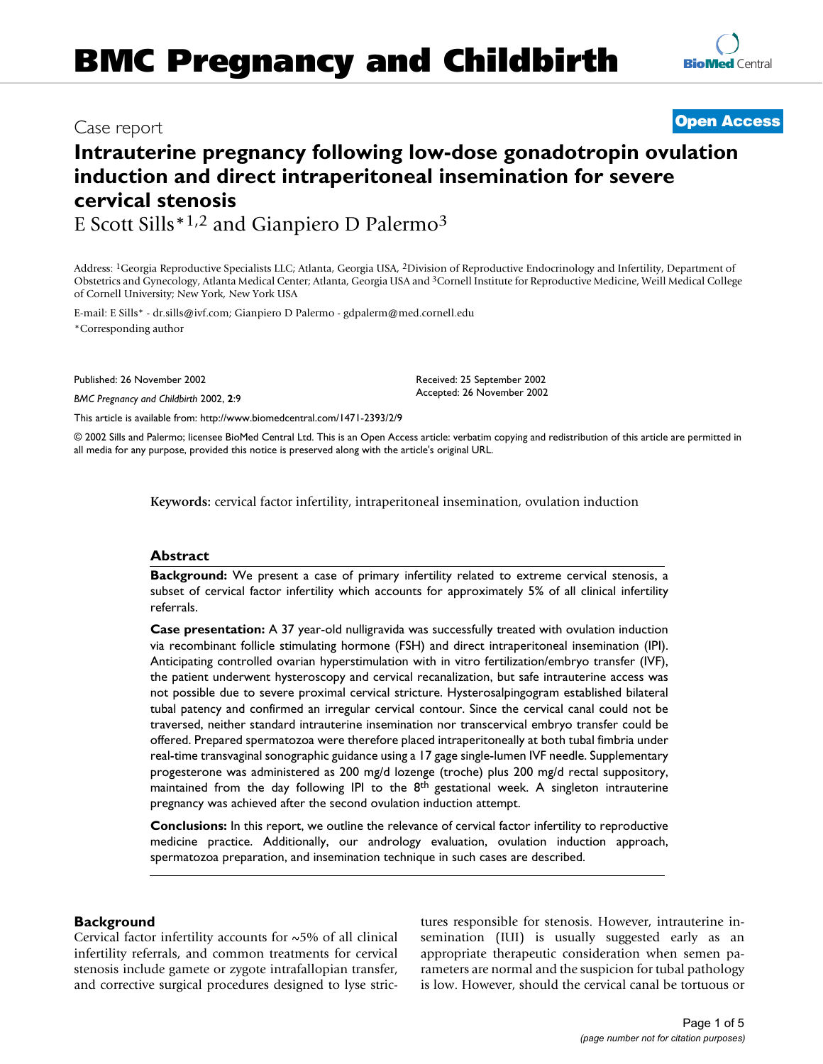Case report

**Open Access**

# Intrauterine pregnancy following low-dose gonadotropin ovulation induction and direct intraperitoneal insemination for severe cervical stenosis

E Scott Sills*[1,2] and Gianpiero D Palermo[3]

Address: [1]Georgia Reproductive Specialists LLC; Atlanta, Georgia USA, [2]Division of Reproductive Endocrinology and Infertility, Department of Obstetrics and Gynecology, Atlanta Medical Center; Atlanta, Georgia USA and [3]Cornell Institute for Reproductive Medicine, Weill Medical College of Cornell University; New York, New York USA

E-mail: E Sills* - dr.sills@ivf.com; Gianpiero D Palermo - gdpalerm@med.cornell.edu

*Corresponding author

Published: 26 November 2002

*BMC Pregnancy and Childbirth* 2002, **2**:9

Received: 25 September 2002
Accepted: 26 November 2002

This article is available from: http://www.biomedcentral.com/1471-2393/2/9

© 2002 Sills and Palermo; licensee BioMed Central Ltd. This is an Open Access article: verbatim copying and redistribution of this article are permitted in all media for any purpose, provided this notice is preserved along with the article's original URL.

**Keywords:** cervical factor infertility, intraperitoneal insemination, ovulation induction

## Abstract

**Background:** We present a case of primary infertility related to extreme cervical stenosis, a subset of cervical factor infertility which accounts for approximately 5% of all clinical infertility referrals.

**Case presentation:** A 37 year-old nulligravida was successfully treated with ovulation induction via recombinant follicle stimulating hormone (FSH) and direct intraperitoneal insemination (IPI). Anticipating controlled ovarian hyperstimulation with in vitro fertilization/embryo transfer (IVF), the patient underwent hysteroscopy and cervical recanalization, but safe intrauterine access was not possible due to severe proximal cervical stricture. Hysterosalpingogram established bilateral tubal patency and confirmed an irregular cervical contour. Since the cervical canal could not be traversed, neither standard intrauterine insemination nor transcervical embryo transfer could be offered. Prepared spermatozoa were therefore placed intraperitoneally at both tubal fimbria under real-time transvaginal sonographic guidance using a 17 gage single-lumen IVF needle. Supplementary progesterone was administered as 200 mg/d lozenge (troche) plus 200 mg/d rectal suppository, maintained from the day following IPI to the 8th gestational week. A singleton intrauterine pregnancy was achieved after the second ovulation induction attempt.

**Conclusions:** In this report, we outline the relevance of cervical factor infertility to reproductive medicine practice. Additionally, our andrology evaluation, ovulation induction approach, spermatozoa preparation, and insemination technique in such cases are described.

## Background

Cervical factor infertility accounts for ~5% of all clinical infertility referrals, and common treatments for cervical stenosis include gamete or zygote intrafallopian transfer, and corrective surgical procedures designed to lyse strictures responsible for stenosis. However, intrauterine insemination (IUI) is usually suggested early as an appropriate therapeutic consideration when semen parameters are normal and the suspicion for tubal pathology is low. However, should the cervical canal be tortuous or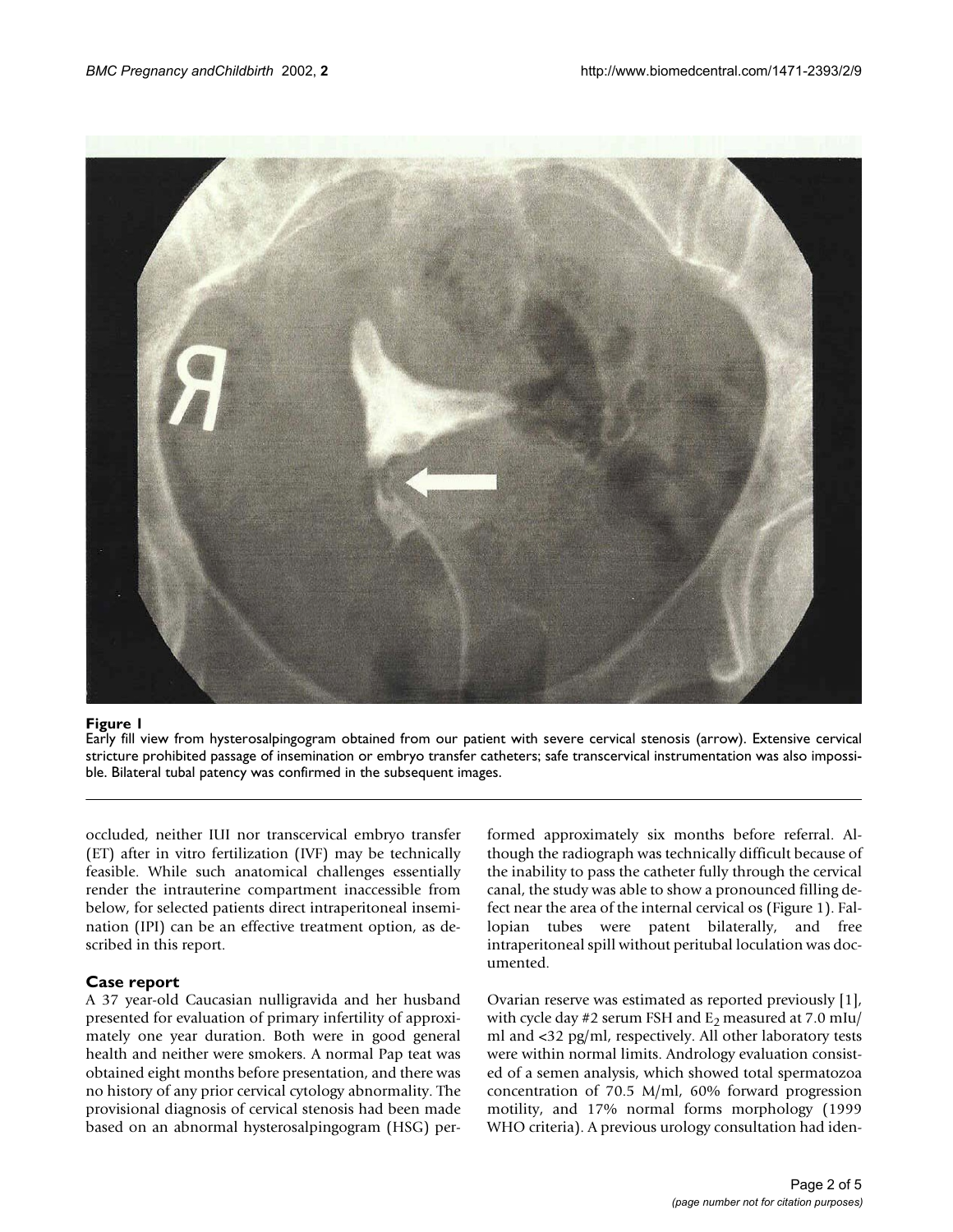**Figure 1**

Early fill view from hysterosalpingogram obtained from our patient with severe cervical stenosis (arrow). Extensive cervical stricture prohibited passage of insemination or embryo transfer catheters; safe transcervical instrumentation was also impossible. Bilateral tubal patency was confirmed in the subsequent images.

occluded, neither IUI nor transcervical embryo transfer (ET) after in vitro fertilization (IVF) may be technically feasible. While such anatomical challenges essentially render the intrauterine compartment inaccessible from below, for selected patients direct intraperitoneal insemination (IPI) can be an effective treatment option, as described in this report.

## Case report

A 37 year-old Caucasian nulligravida and her husband presented for evaluation of primary infertility of approximately one year duration. Both were in good general health and neither were smokers. A normal Pap teat was obtained eight months before presentation, and there was no history of any prior cervical cytology abnormality. The provisional diagnosis of cervical stenosis had been made based on an abnormal hysterosalpingogram (HSG) performed approximately six months before referral. Although the radiograph was technically difficult because of the inability to pass the catheter fully through the cervical canal, the study was able to show a pronounced filling defect near the area of the internal cervical os (Figure 1). Fallopian tubes were patent bilaterally, and free intraperitoneal spill without peritubal loculation was documented.

Ovarian reserve was estimated as reported previously [1], with cycle day #2 serum FSH and $E_2$ measured at 7.0 mIu/ml and <32 pg/ml, respectively. All other laboratory tests were within normal limits. Andrology evaluation consisted of a semen analysis, which showed total spermatozoa concentration of 70.5 M/ml, 60% forward progression motility, and 17% normal forms morphology (1999 WHO criteria). A previous urology consultation had iden-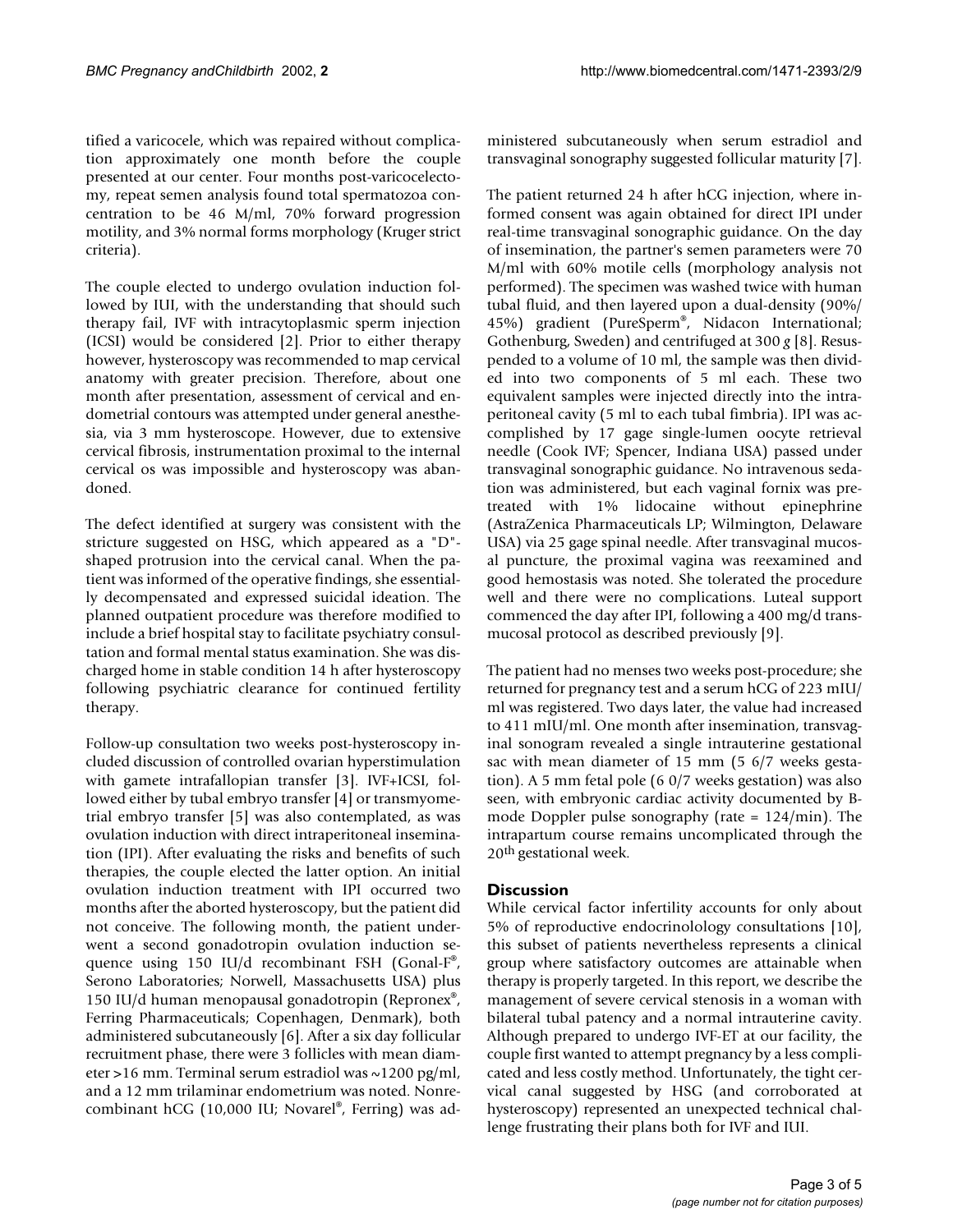tified a varicocele, which was repaired without complication approximately one month before the couple presented at our center. Four months post-varicocelectomy, repeat semen analysis found total spermatozoa concentration to be 46 M/ml, 70% forward progression motility, and 3% normal forms morphology (Kruger strict criteria).

The couple elected to undergo ovulation induction followed by IUI, with the understanding that should such therapy fail, IVF with intracytoplasmic sperm injection (ICSI) would be considered [2]. Prior to either therapy however, hysteroscopy was recommended to map cervical anatomy with greater precision. Therefore, about one month after presentation, assessment of cervical and endometrial contours was attempted under general anesthesia, via 3 mm hysteroscope. However, due to extensive cervical fibrosis, instrumentation proximal to the internal cervical os was impossible and hysteroscopy was abandoned.

The defect identified at surgery was consistent with the stricture suggested on HSG, which appeared as a "D"-shaped protrusion into the cervical canal. When the patient was informed of the operative findings, she essentially decompensated and expressed suicidal ideation. The planned outpatient procedure was therefore modified to include a brief hospital stay to facilitate psychiatry consultation and formal mental status examination. She was discharged home in stable condition 14 h after hysteroscopy following psychiatric clearance for continued fertility therapy.

Follow-up consultation two weeks post-hysteroscopy included discussion of controlled ovarian hyperstimulation with gamete intrafallopian transfer [3]. IVF+ICSI, followed either by tubal embryo transfer [4] or transmyometrial embryo transfer [5] was also contemplated, as was ovulation induction with direct intraperitoneal insemination (IPI). After evaluating the risks and benefits of such therapies, the couple elected the latter option. An initial ovulation induction treatment with IPI occurred two months after the aborted hysteroscopy, but the patient did not conceive. The following month, the patient underwent a second gonadotropin ovulation induction sequence using 150 IU/d recombinant FSH (Gonal-F®, Serono Laboratories; Norwell, Massachusetts USA) plus 150 IU/d human menopausal gonadotropin (Repronex®, Ferring Pharmaceuticals; Copenhagen, Denmark), both administered subcutaneously [6]. After a six day follicular recruitment phase, there were 3 follicles with mean diameter >16 mm. Terminal serum estradiol was ~1200 pg/ml, and a 12 mm trilaminar endometrium was noted. Nonrecombinant hCG (10,000 IU; Novarel®, Ferring) was administered subcutaneously when serum estradiol and transvaginal sonography suggested follicular maturity [7].

The patient returned 24 h after hCG injection, where informed consent was again obtained for direct IPI under real-time transvaginal sonographic guidance. On the day of insemination, the partner's semen parameters were 70 M/ml with 60% motile cells (morphology analysis not performed). The specimen was washed twice with human tubal fluid, and then layered upon a dual-density (90%/45%) gradient (PureSperm®, Nidacon International; Gothenburg, Sweden) and centrifuged at 300 *g* [8]. Resuspended to a volume of 10 ml, the sample was then divided into two components of 5 ml each. These two equivalent samples were injected directly into the intraperitoneal cavity (5 ml to each tubal fimbria). IPI was accomplished by 17 gage single-lumen oocyte retrieval needle (Cook IVF; Spencer, Indiana USA) passed under transvaginal sonographic guidance. No intravenous sedation was administered, but each vaginal fornix was pretreated with 1% lidocaine without epinephrine (AstraZenica Pharmaceuticals LP; Wilmington, Delaware USA) via 25 gage spinal needle. After transvaginal mucosal puncture, the proximal vagina was reexamined and good hemostasis was noted. She tolerated the procedure well and there were no complications. Luteal support commenced the day after IPI, following a 400 mg/d transmucosal protocol as described previously [9].

The patient had no menses two weeks post-procedure; she returned for pregnancy test and a serum hCG of 223 mIU/ml was registered. Two days later, the value had increased to 411 mIU/ml. One month after insemination, transvaginal sonogram revealed a single intrauterine gestational sac with mean diameter of 15 mm (5 6/7 weeks gestation). A 5 mm fetal pole (6 0/7 weeks gestation) was also seen, with embryonic cardiac activity documented by B-mode Doppler pulse sonography (rate = 124/min). The intrapartum course remains uncomplicated through the 20th gestational week.

## Discussion

While cervical factor infertility accounts for only about 5% of reproductive endocrinolology consultations [10], this subset of patients nevertheless represents a clinical group where satisfactory outcomes are attainable when therapy is properly targeted. In this report, we describe the management of severe cervical stenosis in a woman with bilateral tubal patency and a normal intrauterine cavity. Although prepared to undergo IVF-ET at our facility, the couple first wanted to attempt pregnancy by a less complicated and less costly method. Unfortunately, the tight cervical canal suggested by HSG (and corroborated at hysteroscopy) represented an unexpected technical challenge frustrating their plans both for IVF and IUI.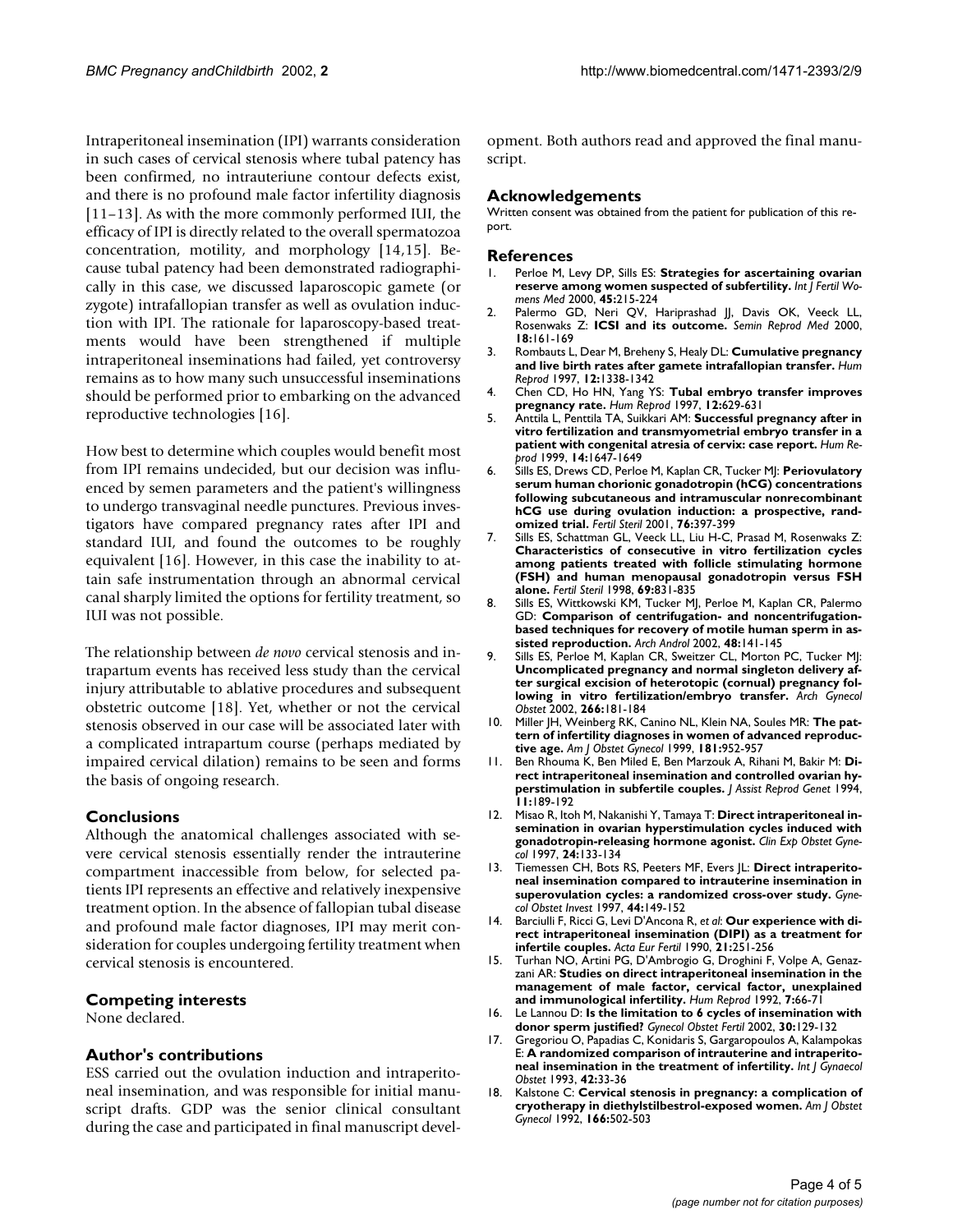Intraperitoneal insemination (IPI) warrants consideration in such cases of cervical stenosis where tubal patency has been confirmed, no intrauteriune contour defects exist, and there is no profound male factor infertility diagnosis [11–13]. As with the more commonly performed IUI, the efficacy of IPI is directly related to the overall spermatozoa concentration, motility, and morphology [14,15]. Because tubal patency had been demonstrated radiographically in this case, we discussed laparoscopic gamete (or zygote) intrafallopian transfer as well as ovulation induction with IPI. The rationale for laparoscopy-based treatments would have been strengthened if multiple intraperitoneal inseminations had failed, yet controversy remains as to how many such unsuccessful inseminations should be performed prior to embarking on the advanced reproductive technologies [16].

How best to determine which couples would benefit most from IPI remains undecided, but our decision was influenced by semen parameters and the patient's willingness to undergo transvaginal needle punctures. Previous investigators have compared pregnancy rates after IPI and standard IUI, and found the outcomes to be roughly equivalent [16]. However, in this case the inability to attain safe instrumentation through an abnormal cervical canal sharply limited the options for fertility treatment, so IUI was not possible.

The relationship between *de novo* cervical stenosis and intrapartum events has received less study than the cervical injury attributable to ablative procedures and subsequent obstetric outcome [18]. Yet, whether or not the cervical stenosis observed in our case will be associated later with a complicated intrapartum course (perhaps mediated by impaired cervical dilation) remains to be seen and forms the basis of ongoing research.

## Conclusions

Although the anatomical challenges associated with severe cervical stenosis essentially render the intrauterine compartment inaccessible from below, for selected patients IPI represents an effective and relatively inexpensive treatment option. In the absence of fallopian tubal disease and profound male factor diagnoses, IPI may merit consideration for couples undergoing fertility treatment when cervical stenosis is encountered.

## Competing interests

None declared.

## Author's contributions

ESS carried out the ovulation induction and intraperitoneal insemination, and was responsible for initial manuscript drafts. GDP was the senior clinical consultant during the case and participated in final manuscript development. Both authors read and approved the final manuscript.

## Acknowledgements

Written consent was obtained from the patient for publication of this report.

## References

1. Perloe M, Levy DP, Sills ES: **Strategies for ascertaining ovarian reserve among women suspected of subfertility.** *Int J Fertil Womens Med* 2000, **45:**215-224
2. Palermo GD, Neri QV, Hariprashad JJ, Davis OK, Veeck LL, Rosenwaks Z: **ICSI and its outcome.** *Semin Reprod Med* 2000, **18:**161-169
3. Rombauts L, Dear M, Breheny S, Healy DL: **Cumulative pregnancy and live birth rates after gamete intrafallopian transfer.** *Hum Reprod* 1997, **12:**1338-1342
4. Chen CD, Ho HN, Yang YS: **Tubal embryo transfer improves pregnancy rate.** *Hum Reprod* 1997, **12:**629-631
5. Anttila L, Penttila TA, Suikkari AM: **Successful pregnancy after in vitro fertilization and transmyometrial embryo transfer in a patient with congenital atresia of cervix: case report.** *Hum Reprod* 1999, **14:**1647-1649
6. Sills ES, Drews CD, Perloe M, Kaplan CR, Tucker MJ: **Periovulatory serum human chorionic gonadotropin (hCG) concentrations following subcutaneous and intramuscular nonrecombinant hCG use during ovulation induction: a prospective, randomized trial.** *Fertil Steril* 2001, **76:**397-399
7. Sills ES, Schattman GL, Veeck LL, Liu H-C, Prasad M, Rosenwaks Z: **Characteristics of consecutive in vitro fertilization cycles among patients treated with follicle stimulating hormone (FSH) and human menopausal gonadotropin versus FSH alone.** *Fertil Steril* 1998, **69:**831-835
8. Sills ES, Wittkowski KM, Tucker MJ, Perloe M, Kaplan CR, Palermo GD: **Comparison of centrifugation- and noncentrifugation-based techniques for recovery of motile human sperm in assisted reproduction.** *Arch Androl* 2002, **48:**141-145
9. Sills ES, Perloe M, Kaplan CR, Sweitzer CL, Morton PC, Tucker MJ: **Uncomplicated pregnancy and normal singleton delivery after surgical excision of heterotopic (cornual) pregnancy following in vitro fertilization/embryo transfer.** *Arch Gynecol Obstet* 2002, **266:**181-184
10. Miller JH, Weinberg RK, Canino NL, Klein NA, Soules MR: **The pattern of infertility diagnoses in women of advanced reproductive age.** *Am J Obstet Gynecol* 1999, **181:**952-957
11. Ben Rhouma K, Ben Miled E, Ben Marzouk A, Rihani M, Bakir M: **Direct intraperitoneal insemination and controlled ovarian hyperstimulation in subfertile couples.** *J Assist Reprod Genet* 1994, **11:**189-192
12. Misao R, Itoh M, Nakanishi Y, Tamaya T: **Direct intraperitoneal insemination in ovarian hyperstimulation cycles induced with gonadotropin-releasing hormone agonist.** *Clin Exp Obstet Gynecol* 1997, **24:**133-134
13. Tiemessen CH, Bots RS, Peeters MF, Evers JL: **Direct intraperitoneal insemination compared to intrauterine insemination in superovulation cycles: a randomized cross-over study.** *Gynecol Obstet Invest* 1997, **44:**149-152
14. Barciulli F, Ricci G, Levi D'Ancona R, *et al*: **Our experience with direct intraperitoneal insemination (DIPI) as a treatment for infertile couples.** *Acta Eur Fertil* 1990, **21:**251-256
15. Turhan NO, Artini PG, D'Ambrogio G, Droghini F, Volpe A, Genazzani AR: **Studies on direct intraperitoneal insemination in the management of male factor, cervical factor, unexplained and immunological infertility.** *Hum Reprod* 1992, **7:**66-71
16. Le Lannou D: **Is the limitation to 6 cycles of insemination with donor sperm justified?** *Gynecol Obstet Fertil* 2002, **30:**129-132
17. Gregoriou O, Papadias C, Konidaris S, Gargaropoulos A, Kalampokas E: **A randomized comparison of intrauterine and intraperitoneal insemination in the treatment of infertility.** *Int J Gynaecol Obstet* 1993, **42:**33-36
18. Kalstone C: **Cervical stenosis in pregnancy: a complication of cryotherapy in diethylstilbestrol-exposed women.** *Am J Obstet Gynecol* 1992, **166:**502-503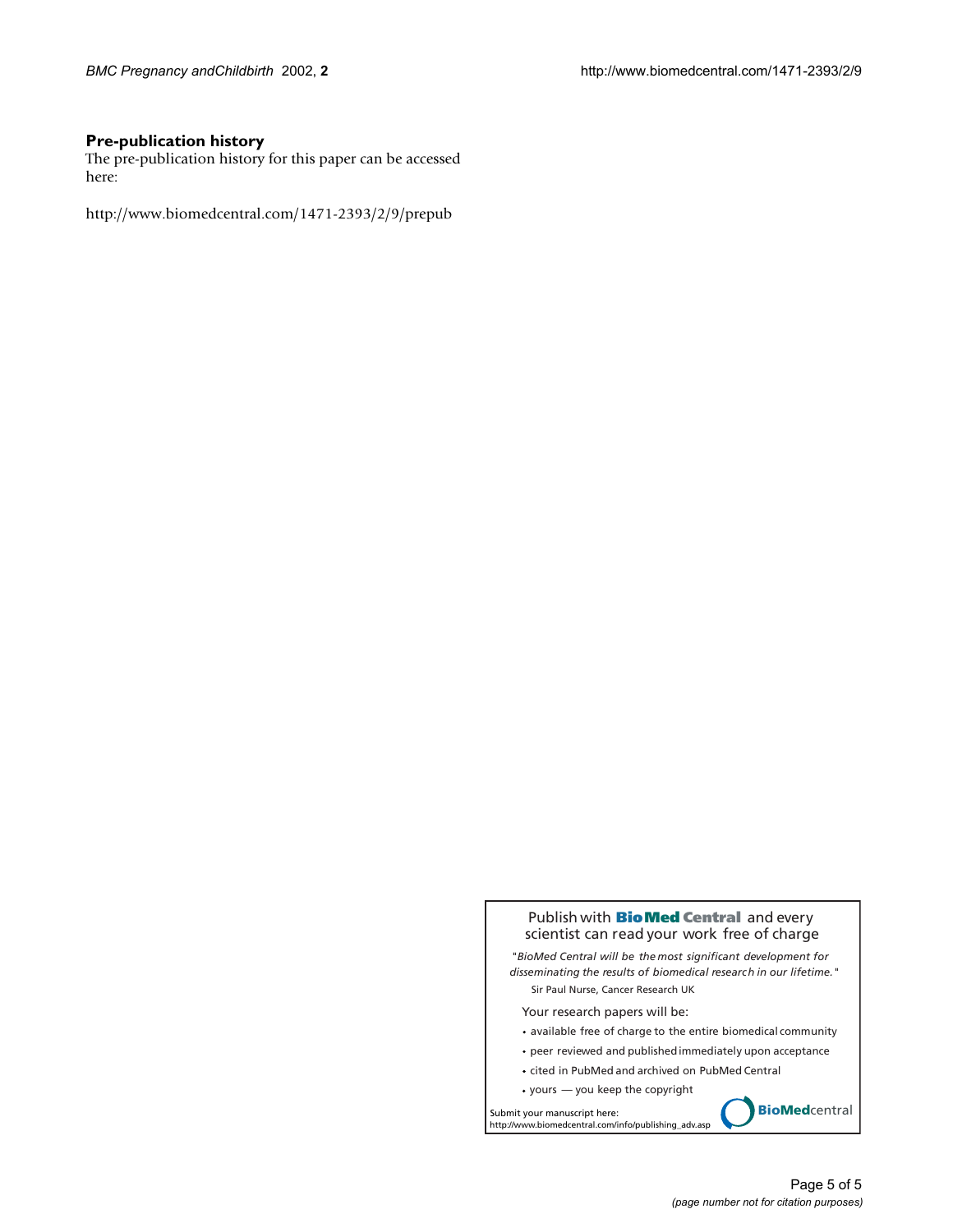## Pre-publication history

The pre-publication history for this paper can be accessed here:

http://www.biomedcentral.com/1471-2393/2/9/prepub

Publish with **BioMed Central** and every scientist can read your work free of charge

"*BioMed Central will be the most significant development for disseminating the results of biomedical research in our lifetime.*"

Sir Paul Nurse, Cancer Research UK

Your research papers will be:

- available free of charge to the entire biomedical community
- peer reviewed and published immediately upon acceptance
- cited in PubMed and archived on PubMed Central
- yours — you keep the copyright

Submit your manuscript here:
http://www.biomedcentral.com/info/publishing_adv.asp

BioMedcentral